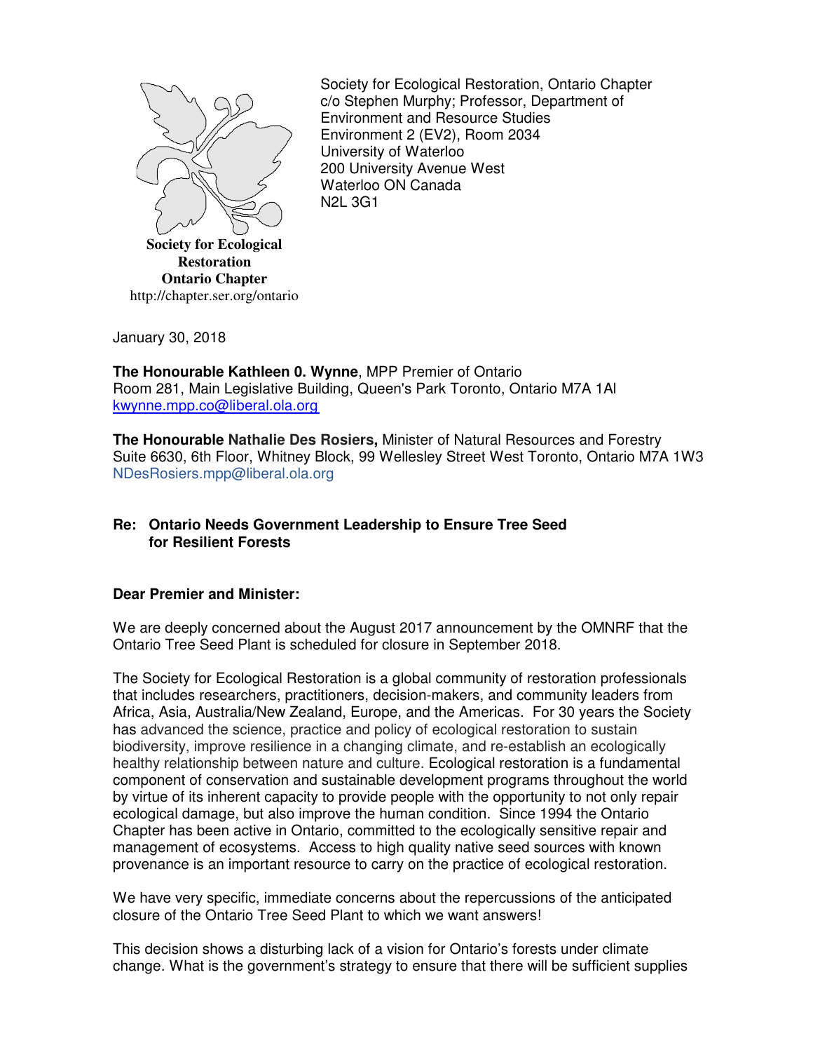**Society for Ecological Restoration**
**Ontario Chapter**
http://chapter.ser.org/ontario

Society for Ecological Restoration, Ontario Chapter
c/o Stephen Murphy; Professor, Department of Environment and Resource Studies
Environment 2 (EV2), Room 2034
University of Waterloo
200 University Avenue West
Waterloo ON Canada
N2L 3G1

January 30, 2018

**The Honourable Kathleen 0. Wynne**, MPP Premier of Ontario
Room 281, Main Legislative Building, Queen's Park Toronto, Ontario M7A 1Al
kwynne.mpp.co@liberal.ola.org

**The Honourable Nathalie Des Rosiers,** Minister of Natural Resources and Forestry
Suite 6630, 6th Floor, Whitney Block, 99 Wellesley Street West Toronto, Ontario M7A 1W3
NDesRosiers.mpp@liberal.ola.org

**Re: Ontario Needs Government Leadership to Ensure Tree Seed for Resilient Forests**

**Dear Premier and Minister:**

We are deeply concerned about the August 2017 announcement by the OMNRF that the Ontario Tree Seed Plant is scheduled for closure in September 2018.

The Society for Ecological Restoration is a global community of restoration professionals that includes researchers, practitioners, decision-makers, and community leaders from Africa, Asia, Australia/New Zealand, Europe, and the Americas. For 30 years the Society has advanced the science, practice and policy of ecological restoration to sustain biodiversity, improve resilience in a changing climate, and re-establish an ecologically healthy relationship between nature and culture. Ecological restoration is a fundamental component of conservation and sustainable development programs throughout the world by virtue of its inherent capacity to provide people with the opportunity to not only repair ecological damage, but also improve the human condition. Since 1994 the Ontario Chapter has been active in Ontario, committed to the ecologically sensitive repair and management of ecosystems. Access to high quality native seed sources with known provenance is an important resource to carry on the practice of ecological restoration.

We have very specific, immediate concerns about the repercussions of the anticipated closure of the Ontario Tree Seed Plant to which we want answers!

This decision shows a disturbing lack of a vision for Ontario's forests under climate change. What is the government's strategy to ensure that there will be sufficient supplies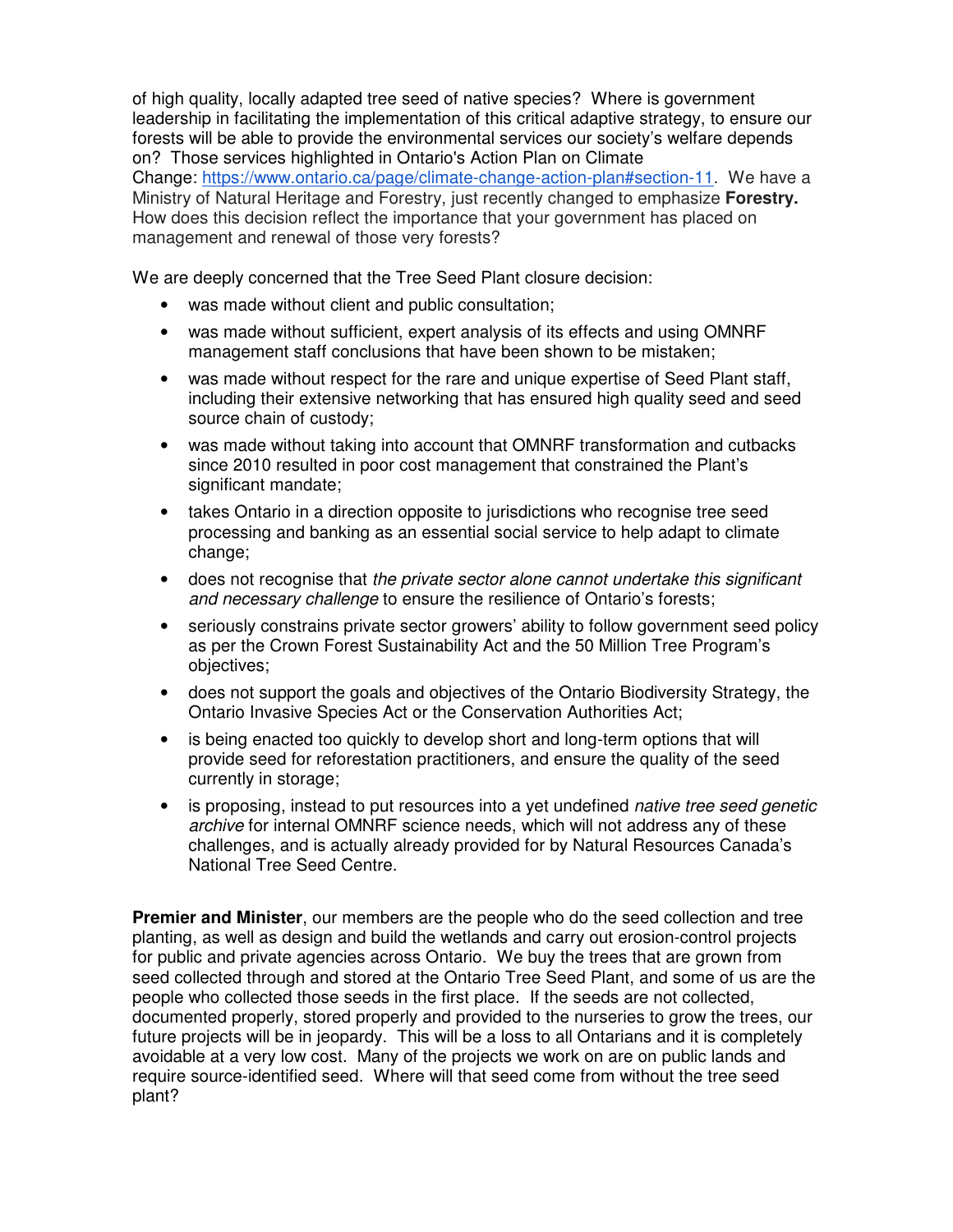of high quality, locally adapted tree seed of native species? Where is government leadership in facilitating the implementation of this critical adaptive strategy, to ensure our forests will be able to provide the environmental services our society's welfare depends on? Those services highlighted in Ontario's Action Plan on Climate Change: [https://www.ontario.ca/page/climate-change-action-plan#section-11](https://www.ontario.ca/page/climate-change-action-plan#section-11). We have a Ministry of Natural Heritage and Forestry, just recently changed to emphasize **Forestry.** How does this decision reflect the importance that your government has placed on management and renewal of those very forests?

We are deeply concerned that the Tree Seed Plant closure decision:

- was made without client and public consultation;
- was made without sufficient, expert analysis of its effects and using OMNRF management staff conclusions that have been shown to be mistaken;
- was made without respect for the rare and unique expertise of Seed Plant staff, including their extensive networking that has ensured high quality seed and seed source chain of custody;
- was made without taking into account that OMNRF transformation and cutbacks since 2010 resulted in poor cost management that constrained the Plant's significant mandate;
- takes Ontario in a direction opposite to jurisdictions who recognise tree seed processing and banking as an essential social service to help adapt to climate change;
- does not recognise that *the private sector alone cannot undertake this significant and necessary challenge* to ensure the resilience of Ontario's forests;
- seriously constrains private sector growers' ability to follow government seed policy as per the Crown Forest Sustainability Act and the 50 Million Tree Program's objectives;
- does not support the goals and objectives of the Ontario Biodiversity Strategy, the Ontario Invasive Species Act or the Conservation Authorities Act;
- is being enacted too quickly to develop short and long-term options that will provide seed for reforestation practitioners, and ensure the quality of the seed currently in storage;
- is proposing, instead to put resources into a yet undefined *native tree seed genetic archive* for internal OMNRF science needs, which will not address any of these challenges, and is actually already provided for by Natural Resources Canada's National Tree Seed Centre.

**Premier and Minister**, our members are the people who do the seed collection and tree planting, as well as design and build the wetlands and carry out erosion-control projects for public and private agencies across Ontario. We buy the trees that are grown from seed collected through and stored at the Ontario Tree Seed Plant, and some of us are the people who collected those seeds in the first place. If the seeds are not collected, documented properly, stored properly and provided to the nurseries to grow the trees, our future projects will be in jeopardy. This will be a loss to all Ontarians and it is completely avoidable at a very low cost. Many of the projects we work on are on public lands and require source-identified seed. Where will that seed come from without the tree seed plant?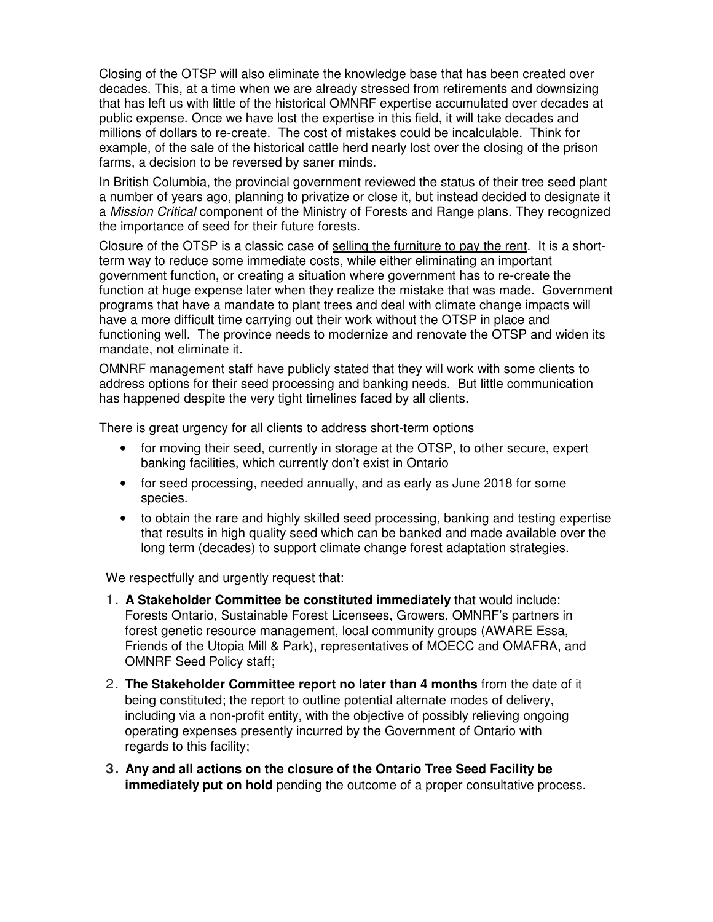Closing of the OTSP will also eliminate the knowledge base that has been created over decades. This, at a time when we are already stressed from retirements and downsizing that has left us with little of the historical OMNRF expertise accumulated over decades at public expense. Once we have lost the expertise in this field, it will take decades and millions of dollars to re-create. The cost of mistakes could be incalculable. Think for example, of the sale of the historical cattle herd nearly lost over the closing of the prison farms, a decision to be reversed by saner minds.

In British Columbia, the provincial government reviewed the status of their tree seed plant a number of years ago, planning to privatize or close it, but instead decided to designate it a *Mission Critical* component of the Ministry of Forests and Range plans. They recognized the importance of seed for their future forests.

Closure of the OTSP is a classic case of <u>selling the furniture to pay the rent</u>. It is a short-term way to reduce some immediate costs, while either eliminating an important government function, or creating a situation where government has to re-create the function at huge expense later when they realize the mistake that was made. Government programs that have a mandate to plant trees and deal with climate change impacts will have a <u>more</u> difficult time carrying out their work without the OTSP in place and functioning well. The province needs to modernize and renovate the OTSP and widen its mandate, not eliminate it.

OMNRF management staff have publicly stated that they will work with some clients to address options for their seed processing and banking needs. But little communication has happened despite the very tight timelines faced by all clients.

There is great urgency for all clients to address short-term options

- for moving their seed, currently in storage at the OTSP, to other secure, expert banking facilities, which currently don't exist in Ontario
- for seed processing, needed annually, and as early as June 2018 for some species.
- to obtain the rare and highly skilled seed processing, banking and testing expertise that results in high quality seed which can be banked and made available over the long term (decades) to support climate change forest adaptation strategies.

We respectfully and urgently request that:

1. **A Stakeholder Committee be constituted immediately** that would include: Forests Ontario, Sustainable Forest Licensees, Growers, OMNRF's partners in forest genetic resource management, local community groups (AWARE Essa, Friends of the Utopia Mill & Park), representatives of MOECC and OMAFRA, and OMNRF Seed Policy staff;
2. **The Stakeholder Committee report no later than 4 months** from the date of it being constituted; the report to outline potential alternate modes of delivery, including via a non-profit entity, with the objective of possibly relieving ongoing operating expenses presently incurred by the Government of Ontario with regards to this facility;
3. **Any and all actions on the closure of the Ontario Tree Seed Facility be immediately put on hold** pending the outcome of a proper consultative process.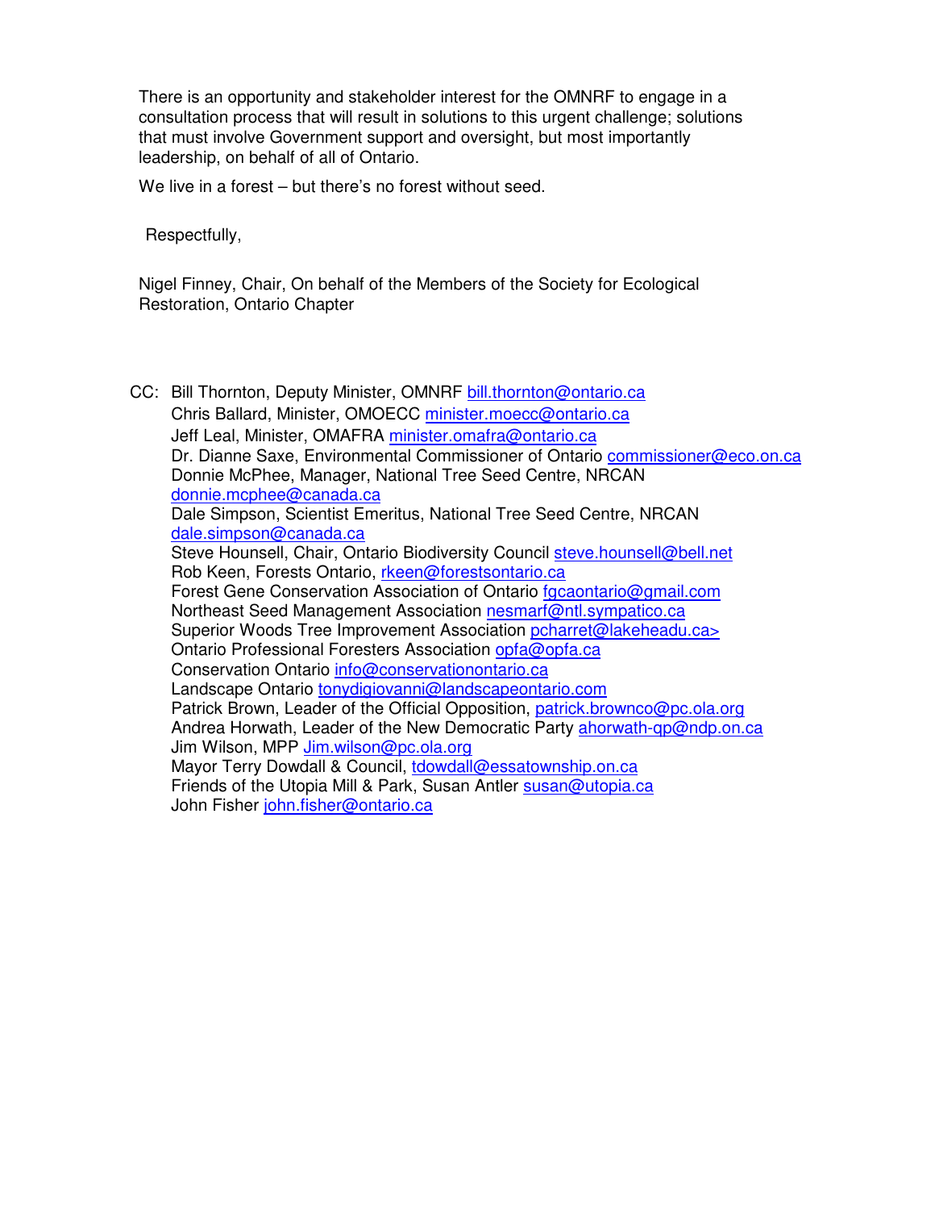There is an opportunity and stakeholder interest for the OMNRF to engage in a consultation process that will result in solutions to this urgent challenge; solutions that must involve Government support and oversight, but most importantly leadership, on behalf of all of Ontario.

We live in a forest – but there's no forest without seed.

Respectfully,

Nigel Finney, Chair, On behalf of the Members of the Society for Ecological Restoration, Ontario Chapter

CC: Bill Thornton, Deputy Minister, OMNRF bill.thornton@ontario.ca  
Chris Ballard, Minister, OMOECC minister.moecc@ontario.ca  
Jeff Leal, Minister, OMAFRA minister.omafra@ontario.ca  
Dr. Dianne Saxe, Environmental Commissioner of Ontario commissioner@eco.on.ca  
Donnie McPhee, Manager, National Tree Seed Centre, NRCAN donnie.mcphee@canada.ca  
Dale Simpson, Scientist Emeritus, National Tree Seed Centre, NRCAN dale.simpson@canada.ca  
Steve Hounsell, Chair, Ontario Biodiversity Council steve.hounsell@bell.net  
Rob Keen, Forests Ontario, rkeen@forestsontario.ca  
Forest Gene Conservation Association of Ontario fgcaontario@gmail.com  
Northeast Seed Management Association nesmarf@ntl.sympatico.ca  
Superior Woods Tree Improvement Association pcharret@lakeheadu.ca>  
Ontario Professional Foresters Association opfa@opfa.ca  
Conservation Ontario info@conservationontario.ca  
Landscape Ontario tonydigiovanni@landscapeontario.com  
Patrick Brown, Leader of the Official Opposition, patrick.brownco@pc.ola.org  
Andrea Horwath, Leader of the New Democratic Party ahorwath-qp@ndp.on.ca  
Jim Wilson, MPP Jim.wilson@pc.ola.org  
Mayor Terry Dowdall & Council, tdowdall@essatownship.on.ca  
Friends of the Utopia Mill & Park, Susan Antler susan@utopia.ca  
John Fisher john.fisher@ontario.ca